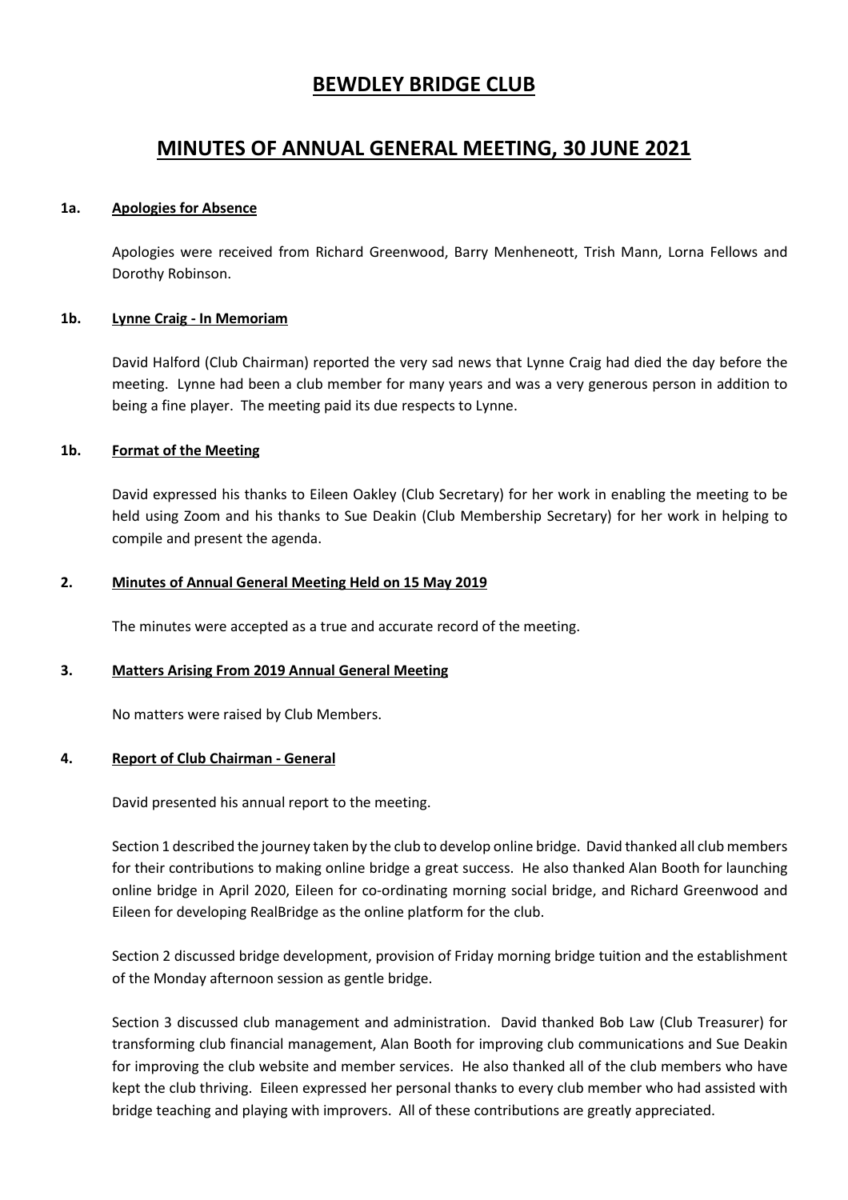# BEWDLEY BRIDGE CLUB

## MINUTES OF ANNUAL GENERAL MEETING, 30 JUNE 2021

### 1a. Apologies for Absence

Apologies were received from Richard Greenwood, Barry Menheneott, Trish Mann, Lorna Fellows and Dorothy Robinson.

### 1b. Lynne Craig - In Memoriam

David Halford (Club Chairman) reported the very sad news that Lynne Craig had died the day before the meeting. Lynne had been a club member for many years and was a very generous person in addition to being a fine player. The meeting paid its due respects to Lynne.

### 1b. Format of the Meeting

David expressed his thanks to Eileen Oakley (Club Secretary) for her work in enabling the meeting to be held using Zoom and his thanks to Sue Deakin (Club Membership Secretary) for her work in helping to compile and present the agenda.

### 2. Minutes of Annual General Meeting Held on 15 May 2019

The minutes were accepted as a true and accurate record of the meeting.

### 3. Matters Arising From 2019 Annual General Meeting

No matters were raised by Club Members.

### 4. Report of Club Chairman - General

David presented his annual report to the meeting.

Section 1 described the journey taken by the club to develop online bridge. David thanked all club members for their contributions to making online bridge a great success. He also thanked Alan Booth for launching online bridge in April 2020, Eileen for co-ordinating morning social bridge, and Richard Greenwood and Eileen for developing RealBridge as the online platform for the club.

Section 2 discussed bridge development, provision of Friday morning bridge tuition and the establishment of the Monday afternoon session as gentle bridge.

Section 3 discussed club management and administration. David thanked Bob Law (Club Treasurer) for transforming club financial management, Alan Booth for improving club communications and Sue Deakin for improving the club website and member services. He also thanked all of the club members who have kept the club thriving. Eileen expressed her personal thanks to every club member who had assisted with bridge teaching and playing with improvers. All of these contributions are greatly appreciated.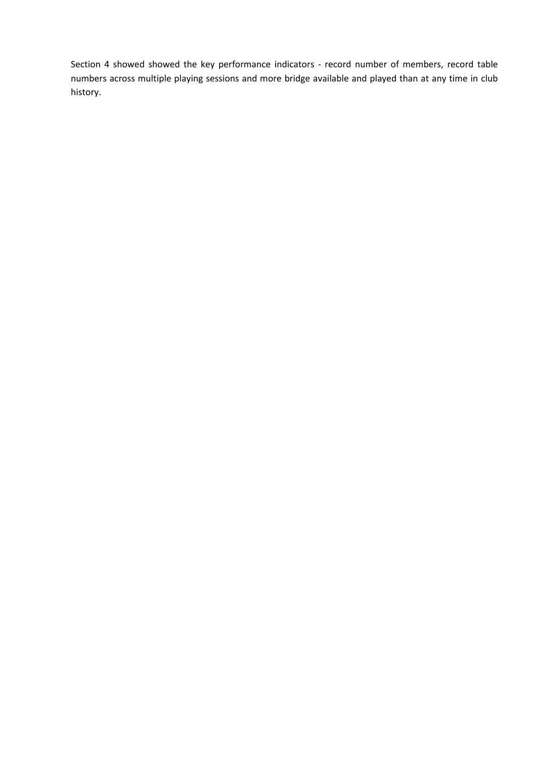Section 4 showed showed the key performance indicators - record number of members, record table numbers across multiple playing sessions and more bridge available and played than at any time in club history.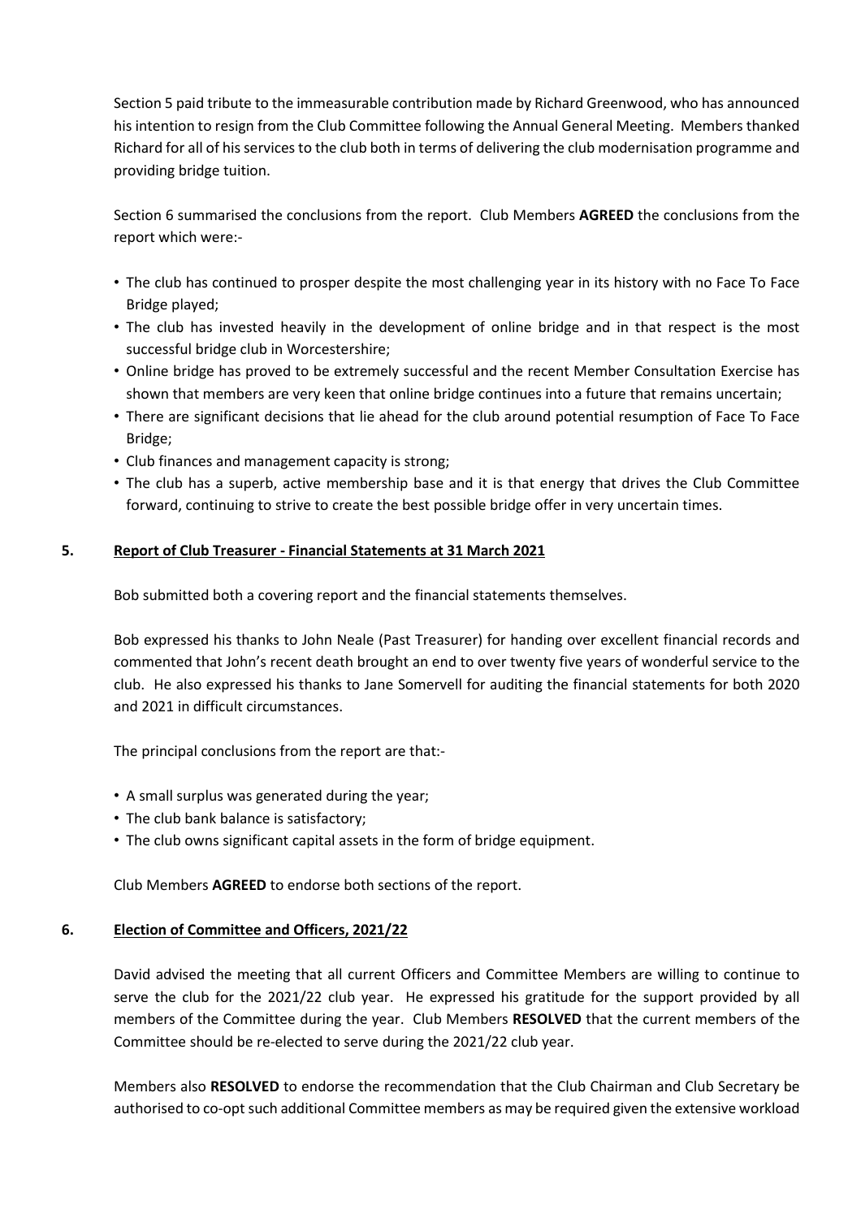Section 5 paid tribute to the immeasurable contribution made by Richard Greenwood, who has announced his intention to resign from the Club Committee following the Annual General Meeting. Members thanked Richard for all of his services to the club both in terms of delivering the club modernisation programme and providing bridge tuition.

Section 6 summarised the conclusions from the report. Club Members **AGREED** the conclusions from the report which were:-

- The club has continued to prosper despite the most challenging year in its history with no Face To Face Bridge played;
- The club has invested heavily in the development of online bridge and in that respect is the most successful bridge club in Worcestershire;
- Online bridge has proved to be extremely successful and the recent Member Consultation Exercise has shown that members are very keen that online bridge continues into a future that remains uncertain;
- There are significant decisions that lie ahead for the club around potential resumption of Face To Face Bridge;
- Club finances and management capacity is strong;
- The club has a superb, active membership base and it is that energy that drives the Club Committee forward, continuing to strive to create the best possible bridge offer in very uncertain times.

## 5. Report of Club Treasurer - Financial Statements at 31 March 2021

Bob submitted both a covering report and the financial statements themselves.

Bob expressed his thanks to John Neale (Past Treasurer) for handing over excellent financial records and commented that John's recent death brought an end to over twenty five years of wonderful service to the club. He also expressed his thanks to Jane Somervell for auditing the financial statements for both 2020 and 2021 in difficult circumstances.

The principal conclusions from the report are that:-

- A small surplus was generated during the year;
- The club bank balance is satisfactory;
- The club owns significant capital assets in the form of bridge equipment.

Club Members **AGREED** to endorse both sections of the report.

## 6. Election of Committee and Officers, 2021/22

David advised the meeting that all current Officers and Committee Members are willing to continue to serve the club for the 2021/22 club year. He expressed his gratitude for the support provided by all members of the Committee during the year. Club Members **RESOLVED** that the current members of the Committee should be re-elected to serve during the 2021/22 club year.

Members also **RESOLVED** to endorse the recommendation that the Club Chairman and Club Secretary be authorised to co-opt such additional Committee members as may be required given the extensive workload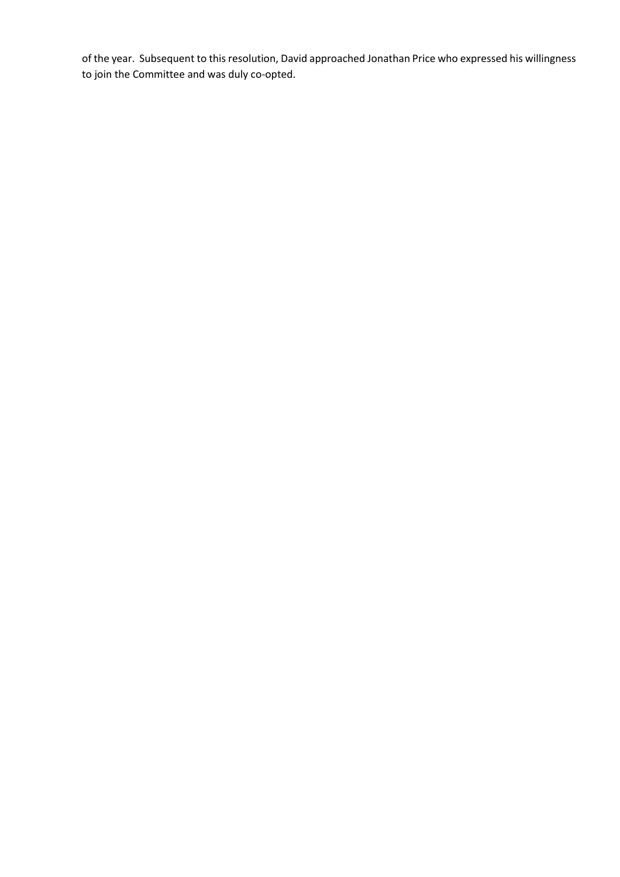of the year. Subsequent to this resolution, David approached Jonathan Price who expressed his willingness to join the Committee and was duly co-opted.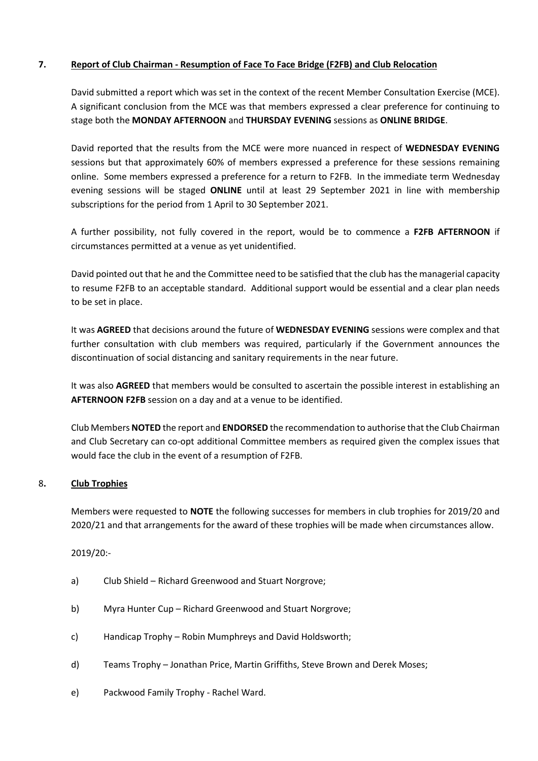## 7. Report of Club Chairman - Resumption of Face To Face Bridge (F2FB) and Club Relocation

David submitted a report which was set in the context of the recent Member Consultation Exercise (MCE). A significant conclusion from the MCE was that members expressed a clear preference for continuing to stage both the **MONDAY AFTERNOON** and **THURSDAY EVENING** sessions as **ONLINE BRIDGE**.

David reported that the results from the MCE were more nuanced in respect of **WEDNESDAY EVENING** sessions but that approximately 60% of members expressed a preference for these sessions remaining online. Some members expressed a preference for a return to F2FB. In the immediate term Wednesday evening sessions will be staged **ONLINE** until at least 29 September 2021 in line with membership subscriptions for the period from 1 April to 30 September 2021.

A further possibility, not fully covered in the report, would be to commence a **F2FB AFTERNOON** if circumstances permitted at a venue as yet unidentified.

David pointed out that he and the Committee need to be satisfied that the club has the managerial capacity to resume F2FB to an acceptable standard. Additional support would be essential and a clear plan needs to be set in place.

It was **AGREED** that decisions around the future of **WEDNESDAY EVENING** sessions were complex and that further consultation with club members was required, particularly if the Government announces the discontinuation of social distancing and sanitary requirements in the near future.

It was also **AGREED** that members would be consulted to ascertain the possible interest in establishing an **AFTERNOON F2FB** session on a day and at a venue to be identified.

Club Members **NOTED** the report and **ENDORSED** the recommendation to authorise that the Club Chairman and Club Secretary can co-opt additional Committee members as required given the complex issues that would face the club in the event of a resumption of F2FB.

## 8. Club Trophies

Members were requested to **NOTE** the following successes for members in club trophies for 2019/20 and 2020/21 and that arrangements for the award of these trophies will be made when circumstances allow.

2019/20:-

a) Club Shield – Richard Greenwood and Stuart Norgrove;

b) Myra Hunter Cup – Richard Greenwood and Stuart Norgrove;

c) Handicap Trophy – Robin Mumphreys and David Holdsworth;

d) Teams Trophy – Jonathan Price, Martin Griffiths, Steve Brown and Derek Moses;

e) Packwood Family Trophy - Rachel Ward.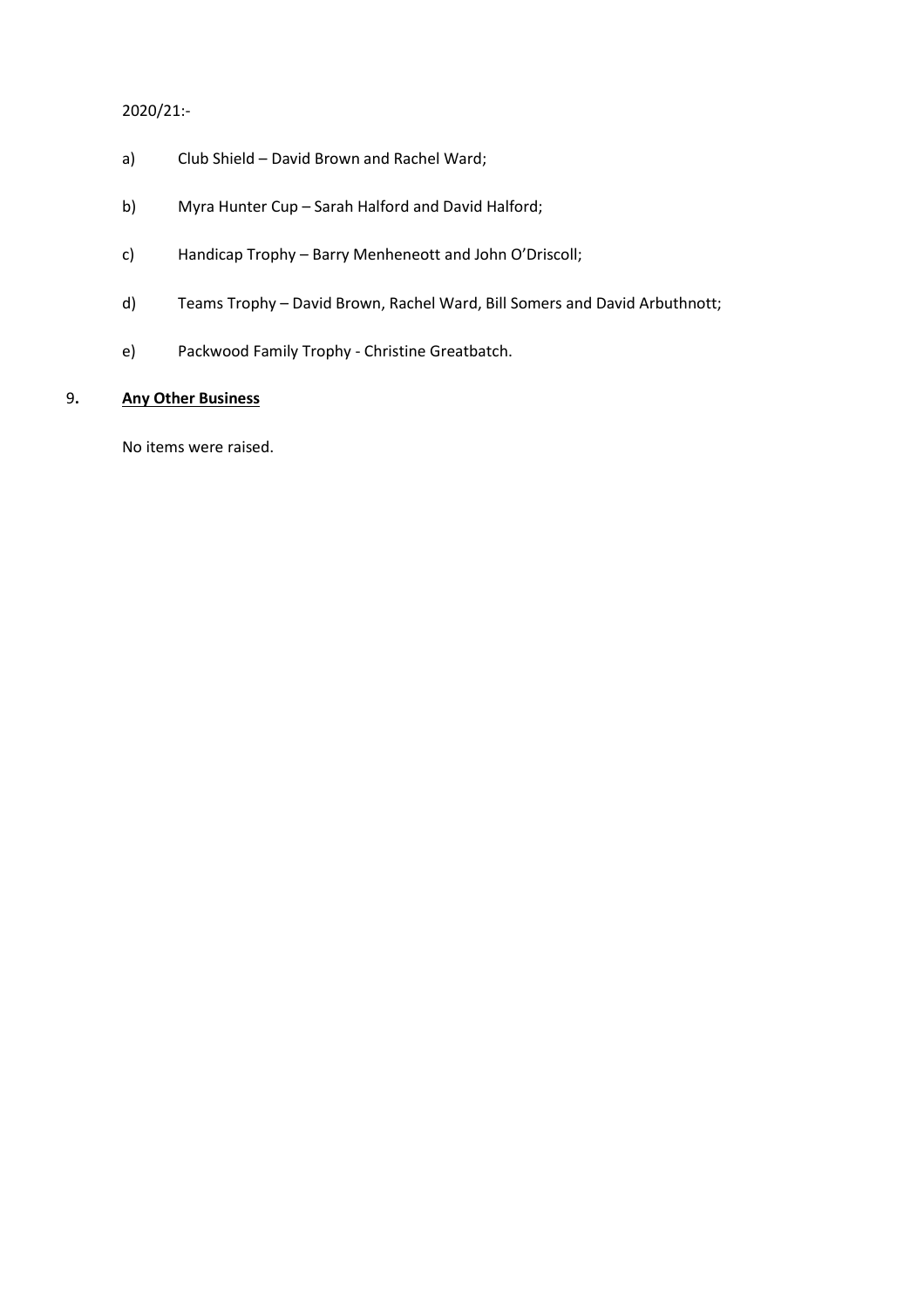2020/21:-

a) Club Shield – David Brown and Rachel Ward;

b) Myra Hunter Cup – Sarah Halford and David Halford;

c) Handicap Trophy – Barry Menheneott and John O'Driscoll;

d) Teams Trophy – David Brown, Rachel Ward, Bill Somers and David Arbuthnott;

e) Packwood Family Trophy - Christine Greatbatch.

## 9. **Any Other Business**

No items were raised.